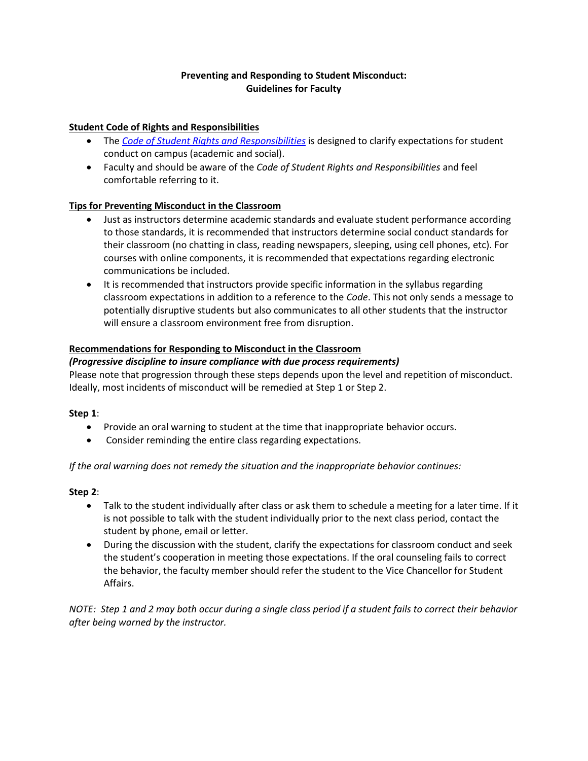**Preventing and Responding to Student Misconduct:**
**Guidelines for Faculty**

## Student Code of Rights and Responsibilities

- The *Code of Student Rights and Responsibilities* is designed to clarify expectations for student conduct on campus (academic and social).
- Faculty and should be aware of the *Code of Student Rights and Responsibilities* and feel comfortable referring to it.

## Tips for Preventing Misconduct in the Classroom

- Just as instructors determine academic standards and evaluate student performance according to those standards, it is recommended that instructors determine social conduct standards for their classroom (no chatting in class, reading newspapers, sleeping, using cell phones, etc). For courses with online components, it is recommended that expectations regarding electronic communications be included.
- It is recommended that instructors provide specific information in the syllabus regarding classroom expectations in addition to a reference to the *Code*. This not only sends a message to potentially disruptive students but also communicates to all other students that the instructor will ensure a classroom environment free from disruption.

## Recommendations for Responding to Misconduct in the Classroom

***(Progressive discipline to insure compliance with due process requirements)***

Please note that progression through these steps depends upon the level and repetition of misconduct. Ideally, most incidents of misconduct will be remedied at Step 1 or Step 2.

**Step 1**:

- Provide an oral warning to student at the time that inappropriate behavior occurs.
- Consider reminding the entire class regarding expectations.

*If the oral warning does not remedy the situation and the inappropriate behavior continues:*

**Step 2**:

- Talk to the student individually after class or ask them to schedule a meeting for a later time. If it is not possible to talk with the student individually prior to the next class period, contact the student by phone, email or letter.
- During the discussion with the student, clarify the expectations for classroom conduct and seek the student's cooperation in meeting those expectations. If the oral counseling fails to correct the behavior, the faculty member should refer the student to the Vice Chancellor for Student Affairs.

*NOTE: Step 1 and 2 may both occur during a single class period if a student fails to correct their behavior after being warned by the instructor.*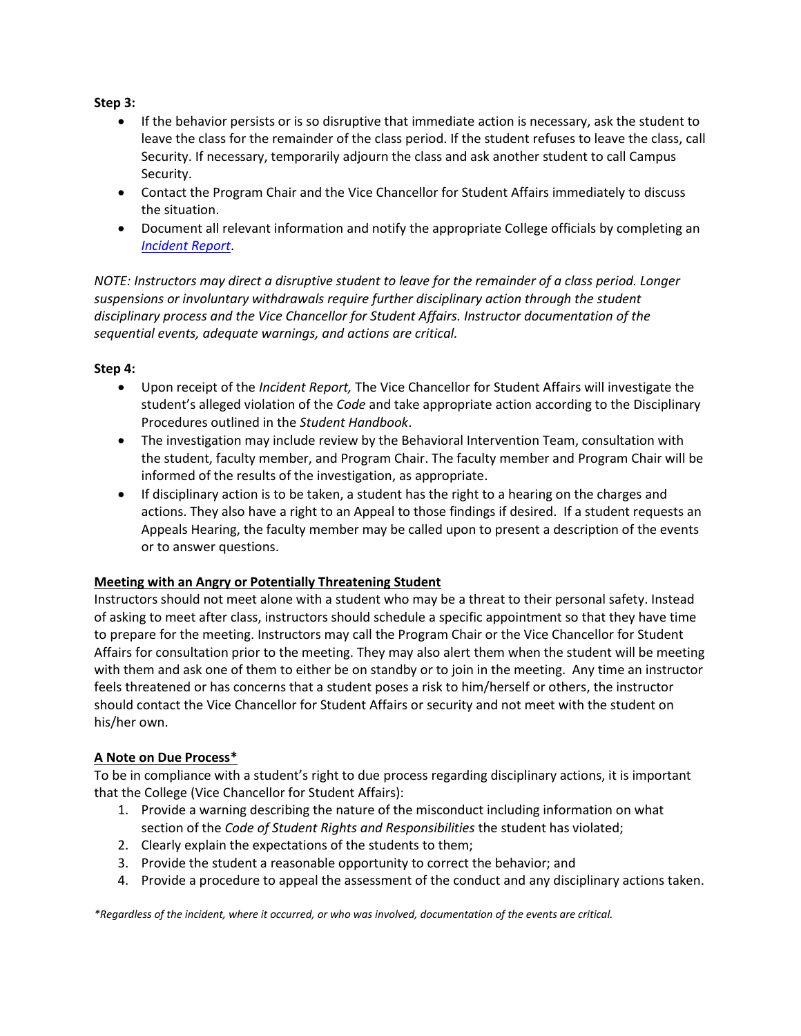**Step 3:**

- If the behavior persists or is so disruptive that immediate action is necessary, ask the student to leave the class for the remainder of the class period. If the student refuses to leave the class, call Security. If necessary, temporarily adjourn the class and ask another student to call Campus Security.
- Contact the Program Chair and the Vice Chancellor for Student Affairs immediately to discuss the situation.
- Document all relevant information and notify the appropriate College officials by completing an *Incident Report*.

*NOTE: Instructors may direct a disruptive student to leave for the remainder of a class period. Longer suspensions or involuntary withdrawals require further disciplinary action through the student disciplinary process and the Vice Chancellor for Student Affairs. Instructor documentation of the sequential events, adequate warnings, and actions are critical.*

**Step 4:**

- Upon receipt of the *Incident Report,* The Vice Chancellor for Student Affairs will investigate the student's alleged violation of the *Code* and take appropriate action according to the Disciplinary Procedures outlined in the *Student Handbook*.
- The investigation may include review by the Behavioral Intervention Team, consultation with the student, faculty member, and Program Chair. The faculty member and Program Chair will be informed of the results of the investigation, as appropriate.
- If disciplinary action is to be taken, a student has the right to a hearing on the charges and actions. They also have a right to an Appeal to those findings if desired. If a student requests an Appeals Hearing, the faculty member may be called upon to present a description of the events or to answer questions.

**Meeting with an Angry or Potentially Threatening Student**

Instructors should not meet alone with a student who may be a threat to their personal safety. Instead of asking to meet after class, instructors should schedule a specific appointment so that they have time to prepare for the meeting. Instructors may call the Program Chair or the Vice Chancellor for Student Affairs for consultation prior to the meeting. They may also alert them when the student will be meeting with them and ask one of them to either be on standby or to join in the meeting. Any time an instructor feels threatened or has concerns that a student poses a risk to him/herself or others, the instructor should contact the Vice Chancellor for Student Affairs or security and not meet with the student on his/her own.

**A Note on Due Process***

To be in compliance with a student's right to due process regarding disciplinary actions, it is important that the College (Vice Chancellor for Student Affairs):

1. Provide a warning describing the nature of the misconduct including information on what section of the *Code of Student Rights and Responsibilities* the student has violated;
2. Clearly explain the expectations of the students to them;
3. Provide the student a reasonable opportunity to correct the behavior; and
4. Provide a procedure to appeal the assessment of the conduct and any disciplinary actions taken.

**Regardless of the incident, where it occurred, or who was involved, documentation of the events are critical.*